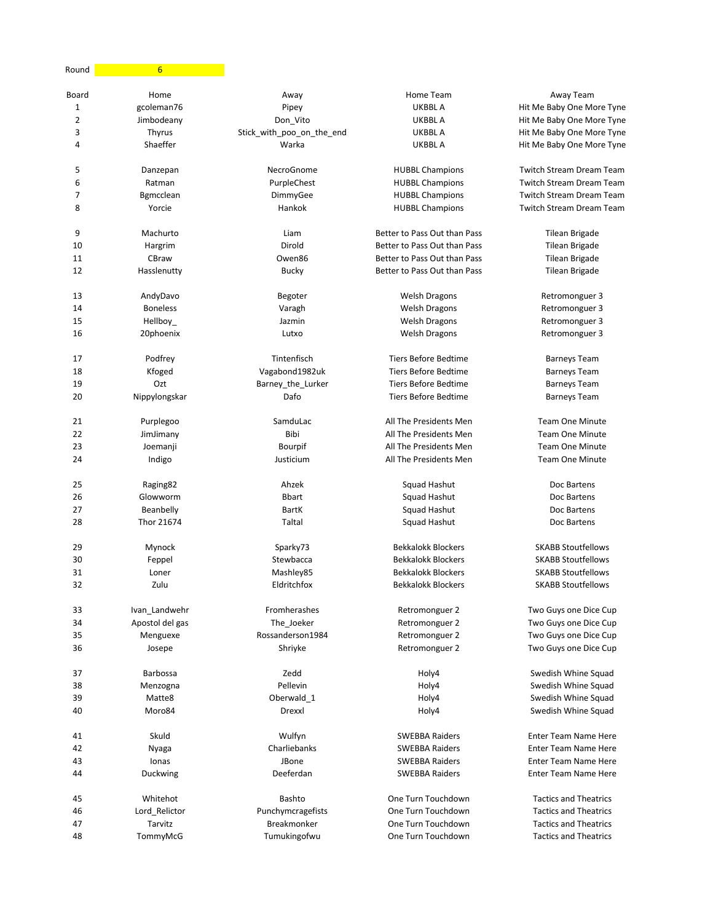Round 6

| Board | Home | Away | Home Team | Away Team |
|---|---|---|---|---|
| 1 | gcoleman76 | Pipey | UKBBL A | Hit Me Baby One More Tyne |
| 2 | Jimbodeany | Don_Vito | UKBBL A | Hit Me Baby One More Tyne |
| 3 | Thyrus | Stick_with_poo_on_the_end | UKBBL A | Hit Me Baby One More Tyne |
| 4 | Shaeffer | Warka | UKBBL A | Hit Me Baby One More Tyne |
| | | | | |
| 5 | Danzepan | NecroGnome | HUBBL Champions | Twitch Stream Dream Team |
| 6 | Ratman | PurpleChest | HUBBL Champions | Twitch Stream Dream Team |
| 7 | Bgmcclean | DimmyGee | HUBBL Champions | Twitch Stream Dream Team |
| 8 | Yorcie | Hankok | HUBBL Champions | Twitch Stream Dream Team |
| | | | | |
| 9 | Machurto | Liam | Better to Pass Out than Pass | Tilean Brigade |
| 10 | Hargrim | Dirold | Better to Pass Out than Pass | Tilean Brigade |
| 11 | CBraw | Owen86 | Better to Pass Out than Pass | Tilean Brigade |
| 12 | Hasslenutty | Bucky | Better to Pass Out than Pass | Tilean Brigade |
| | | | | |
| 13 | AndyDavo | Begoter | Welsh Dragons | Retromonguer 3 |
| 14 | Boneless | Varagh | Welsh Dragons | Retromonguer 3 |
| 15 | Hellboy_ | Jazmin | Welsh Dragons | Retromonguer 3 |
| 16 | 20phoenix | Lutxo | Welsh Dragons | Retromonguer 3 |
| | | | | |
| 17 | Podfrey | Tintenfisch | Tiers Before Bedtime | Barneys Team |
| 18 | Kfoged | Vagabond1982uk | Tiers Before Bedtime | Barneys Team |
| 19 | Ozt | Barney_the_Lurker | Tiers Before Bedtime | Barneys Team |
| 20 | Nippylongskar | Dafo | Tiers Before Bedtime | Barneys Team |
| | | | | |
| 21 | Purplegoo | SamduLac | All The Presidents Men | Team One Minute |
| 22 | JimJimany | Bibi | All The Presidents Men | Team One Minute |
| 23 | Joemanji | Bourpif | All The Presidents Men | Team One Minute |
| 24 | Indigo | Justicium | All The Presidents Men | Team One Minute |
| | | | | |
| 25 | Raging82 | Ahzek | Squad Hashut | Doc Bartens |
| 26 | Glowworm | Bbart | Squad Hashut | Doc Bartens |
| 27 | Beanbelly | BartK | Squad Hashut | Doc Bartens |
| 28 | Thor 21674 | Taltal | Squad Hashut | Doc Bartens |
| | | | | |
| 29 | Mynock | Sparky73 | Bekkalokk Blockers | SKABB Stoutfellows |
| 30 | Feppel | Stewbacca | Bekkalokk Blockers | SKABB Stoutfellows |
| 31 | Loner | Mashley85 | Bekkalokk Blockers | SKABB Stoutfellows |
| 32 | Zulu | Eldritchfox | Bekkalokk Blockers | SKABB Stoutfellows |
| | | | | |
| 33 | Ivan_Landwehr | Fromherashes | Retromonguer 2 | Two Guys one Dice Cup |
| 34 | Apostol del gas | The_Joeker | Retromonguer 2 | Two Guys one Dice Cup |
| 35 | Menguexe | Rossanderson1984 | Retromonguer 2 | Two Guys one Dice Cup |
| 36 | Josepe | Shriyke | Retromonguer 2 | Two Guys one Dice Cup |
| | | | | |
| 37 | Barbossa | Zedd | Holy4 | Swedish Whine Squad |
| 38 | Menzogna | Pellevin | Holy4 | Swedish Whine Squad |
| 39 | Matte8 | Oberwald_1 | Holy4 | Swedish Whine Squad |
| 40 | Moro84 | Drexxl | Holy4 | Swedish Whine Squad |
| | | | | |
| 41 | Skuld | Wulfyn | SWEBBA Raiders | Enter Team Name Here |
| 42 | Nyaga | Charliebanks | SWEBBA Raiders | Enter Team Name Here |
| 43 | Ionas | JBone | SWEBBA Raiders | Enter Team Name Here |
| 44 | Duckwing | Deeferdan | SWEBBA Raiders | Enter Team Name Here |
| | | | | |
| 45 | Whitehot | Bashto | One Turn Touchdown | Tactics and Theatrics |
| 46 | Lord_Relictor | Punchymcragefists | One Turn Touchdown | Tactics and Theatrics |
| 47 | Tarvitz | Breakmonker | One Turn Touchdown | Tactics and Theatrics |
| 48 | TommyMcG | Tumukingofwu | One Turn Touchdown | Tactics and Theatrics |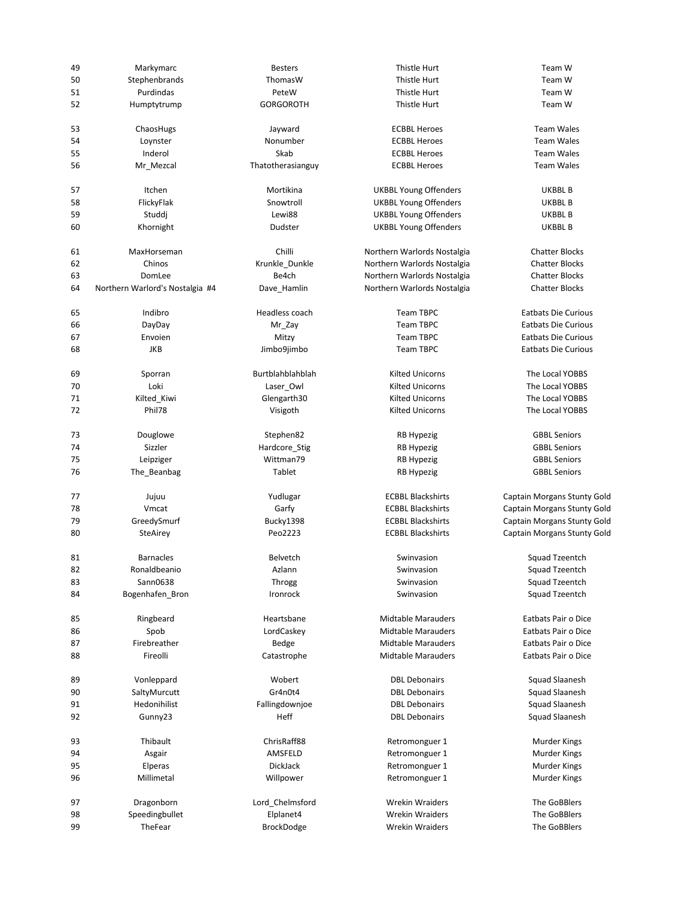| | | | | |
|---|---|---|---|---|
| 49 | Markymarc | Besters | Thistle Hurt | Team W |
| 50 | Stephenbrands | ThomasW | Thistle Hurt | Team W |
| 51 | Purdindas | PeteW | Thistle Hurt | Team W |
| 52 | Humptytrump | GORGOROTH | Thistle Hurt | Team W |
| | | | | |
| 53 | ChaosHugs | Jayward | ECBBL Heroes | Team Wales |
| 54 | Loynster | Nonumber | ECBBL Heroes | Team Wales |
| 55 | Inderol | Skab | ECBBL Heroes | Team Wales |
| 56 | Mr_Mezcal | Thatotherasianguy | ECBBL Heroes | Team Wales |
| | | | | |
| 57 | Itchen | Mortikina | UKBBL Young Offenders | UKBBL B |
| 58 | FlickyFlak | Snowtroll | UKBBL Young Offenders | UKBBL B |
| 59 | Studdj | Lewi88 | UKBBL Young Offenders | UKBBL B |
| 60 | Khornight | Dudster | UKBBL Young Offenders | UKBBL B |
| | | | | |
| 61 | MaxHorseman | Chilli | Northern Warlords Nostalgia | Chatter Blocks |
| 62 | Chinos | Krunkle_Dunkle | Northern Warlords Nostalgia | Chatter Blocks |
| 63 | DomLee | Be4ch | Northern Warlords Nostalgia | Chatter Blocks |
| 64 | Northern Warlord's Nostalgia #4 | Dave_Hamlin | Northern Warlords Nostalgia | Chatter Blocks |
| | | | | |
| 65 | Indibro | Headless coach | Team TBPC | Eatbats Die Curious |
| 66 | DayDay | Mr_Zay | Team TBPC | Eatbats Die Curious |
| 67 | Envoien | Mitzy | Team TBPC | Eatbats Die Curious |
| 68 | JKB | Jimbo9jimbo | Team TBPC | Eatbats Die Curious |
| | | | | |
| 69 | Sporran | Burtblahblahblah | Kilted Unicorns | The Local YOBBS |
| 70 | Loki | Laser_Owl | Kilted Unicorns | The Local YOBBS |
| 71 | Kilted_Kiwi | Glengarth30 | Kilted Unicorns | The Local YOBBS |
| 72 | Phil78 | Visigoth | Kilted Unicorns | The Local YOBBS |
| | | | | |
| 73 | Douglowe | Stephen82 | RB Hypezig | GBBL Seniors |
| 74 | Sizzler | Hardcore_Stig | RB Hypezig | GBBL Seniors |
| 75 | Leipziger | Wittman79 | RB Hypezig | GBBL Seniors |
| 76 | The_Beanbag | Tablet | RB Hypezig | GBBL Seniors |
| | | | | |
| 77 | Jujuu | Yudlugar | ECBBL Blackshirts | Captain Morgans Stunty Gold |
| 78 | Vmcat | Garfy | ECBBL Blackshirts | Captain Morgans Stunty Gold |
| 79 | GreedySmurf | Bucky1398 | ECBBL Blackshirts | Captain Morgans Stunty Gold |
| 80 | SteAirey | Peo2223 | ECBBL Blackshirts | Captain Morgans Stunty Gold |
| | | | | |
| 81 | Barnacles | Belvetch | Swinvasion | Squad Tzeentch |
| 82 | Ronaldbeanio | Azlann | Swinvasion | Squad Tzeentch |
| 83 | Sann0638 | Throgg | Swinvasion | Squad Tzeentch |
| 84 | Bogenhafen_Bron | Ironrock | Swinvasion | Squad Tzeentch |
| | | | | |
| 85 | Ringbeard | Heartsbane | Midtable Marauders | Eatbats Pair o Dice |
| 86 | Spob | LordCaskey | Midtable Marauders | Eatbats Pair o Dice |
| 87 | Firebreather | Bedge | Midtable Marauders | Eatbats Pair o Dice |
| 88 | Fireolli | Catastrophe | Midtable Marauders | Eatbats Pair o Dice |
| | | | | |
| 89 | Vonleppard | Wobert | DBL Debonairs | Squad Slaanesh |
| 90 | SaltyMurcutt | Gr4n0t4 | DBL Debonairs | Squad Slaanesh |
| 91 | Hedonihilist | Fallingdownjoe | DBL Debonairs | Squad Slaanesh |
| 92 | Gunny23 | Heff | DBL Debonairs | Squad Slaanesh |
| | | | | |
| 93 | Thibault | ChrisRaff88 | Retromonguer 1 | Murder Kings |
| 94 | Asgair | AMSFELD | Retromonguer 1 | Murder Kings |
| 95 | Elperas | DickJack | Retromonguer 1 | Murder Kings |
| 96 | Millimetal | Willpower | Retromonguer 1 | Murder Kings |
| | | | | |
| 97 | Dragonborn | Lord_Chelmsford | Wrekin Wraiders | The GoBBlers |
| 98 | Speedingbullet | Elplanet4 | Wrekin Wraiders | The GoBBlers |
| 99 | TheFear | BrockDodge | Wrekin Wraiders | The GoBBlers |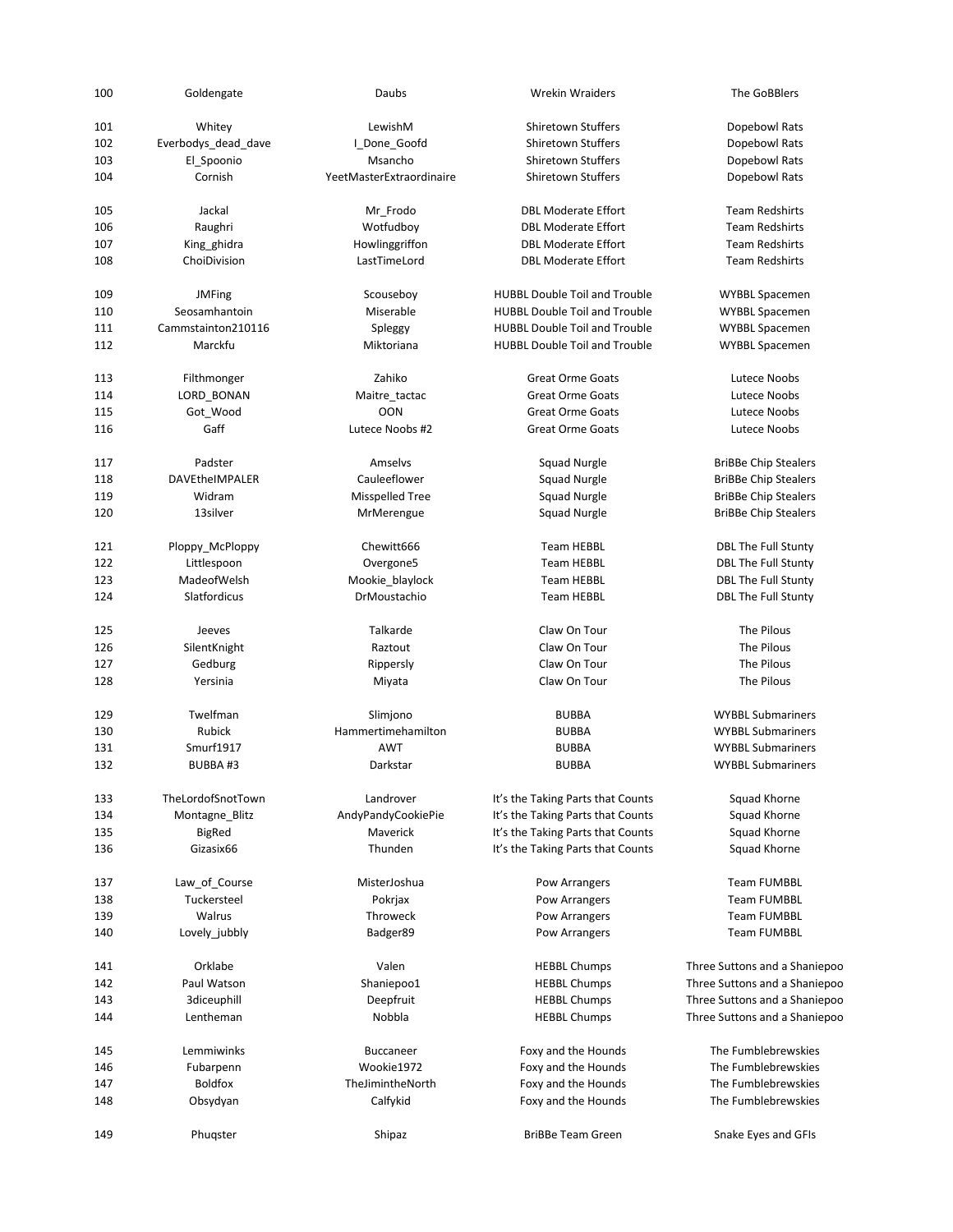| | | | | |
|---|---|---|---|---|
| 100 | Goldengate | Daubs | Wrekin Wraiders | The GoBBlers |
| 101 | Whitey | LewishM | Shiretown Stuffers | Dopebowl Rats |
| 102 | Everbodys_dead_dave | I_Done_Goofd | Shiretown Stuffers | Dopebowl Rats |
| 103 | El_Spoonio | Msancho | Shiretown Stuffers | Dopebowl Rats |
| 104 | Cornish | YeetMasterExtraordinaire | Shiretown Stuffers | Dopebowl Rats |
| 105 | Jackal | Mr_Frodo | DBL Moderate Effort | Team Redshirts |
| 106 | Raughri | Wotfudboy | DBL Moderate Effort | Team Redshirts |
| 107 | King_ghidra | Howlinggriffon | DBL Moderate Effort | Team Redshirts |
| 108 | ChoiDivision | LastTimeLord | DBL Moderate Effort | Team Redshirts |
| 109 | JMFing | Scouseboy | HUBBL Double Toil and Trouble | WYBBL Spacemen |
| 110 | Seosamhantoin | Miserable | HUBBL Double Toil and Trouble | WYBBL Spacemen |
| 111 | Cammstainton210116 | Spleggy | HUBBL Double Toil and Trouble | WYBBL Spacemen |
| 112 | Marckfu | Miktoriana | HUBBL Double Toil and Trouble | WYBBL Spacemen |
| 113 | Filthmonger | Zahiko | Great Orme Goats | Lutece Noobs |
| 114 | LORD_BONAN | Maitre_tactac | Great Orme Goats | Lutece Noobs |
| 115 | Got_Wood | OON | Great Orme Goats | Lutece Noobs |
| 116 | Gaff | Lutece Noobs #2 | Great Orme Goats | Lutece Noobs |
| 117 | Padster | Amselvs | Squad Nurgle | BriBBe Chip Stealers |
| 118 | DAVEtheIMPALER | Cauleeflower | Squad Nurgle | BriBBe Chip Stealers |
| 119 | Widram | Misspelled Tree | Squad Nurgle | BriBBe Chip Stealers |
| 120 | 13silver | MrMerengue | Squad Nurgle | BriBBe Chip Stealers |
| 121 | Ploppy_McPloppy | Chewitt666 | Team HEBBL | DBL The Full Stunty |
| 122 | Littlespoon | Overgone5 | Team HEBBL | DBL The Full Stunty |
| 123 | MadeofWelsh | Mookie_blaylock | Team HEBBL | DBL The Full Stunty |
| 124 | Slatfordicus | DrMoustachio | Team HEBBL | DBL The Full Stunty |
| 125 | Jeeves | Talkarde | Claw On Tour | The Pilous |
| 126 | SilentKnight | Raztout | Claw On Tour | The Pilous |
| 127 | Gedburg | Rippersly | Claw On Tour | The Pilous |
| 128 | Yersinia | Miyata | Claw On Tour | The Pilous |
| 129 | Twelfman | Slimjono | BUBBA | WYBBL Submariners |
| 130 | Rubick | Hammertimehamilton | BUBBA | WYBBL Submariners |
| 131 | Smurf1917 | AWT | BUBBA | WYBBL Submariners |
| 132 | BUBBA #3 | Darkstar | BUBBA | WYBBL Submariners |
| 133 | TheLordofSnotTown | Landrover | It's the Taking Parts that Counts | Squad Khorne |
| 134 | Montagne_Blitz | AndyPandyCookiePie | It's the Taking Parts that Counts | Squad Khorne |
| 135 | BigRed | Maverick | It's the Taking Parts that Counts | Squad Khorne |
| 136 | Gizasix66 | Thunden | It's the Taking Parts that Counts | Squad Khorne |
| 137 | Law_of_Course | MisterJoshua | Pow Arrangers | Team FUMBBL |
| 138 | Tuckersteel | Pokrjax | Pow Arrangers | Team FUMBBL |
| 139 | Walrus | Throweck | Pow Arrangers | Team FUMBBL |
| 140 | Lovely_jubbly | Badger89 | Pow Arrangers | Team FUMBBL |
| 141 | Orklabe | Valen | HEBBL Chumps | Three Suttons and a Shaniepoo |
| 142 | Paul Watson | Shaniepoo1 | HEBBL Chumps | Three Suttons and a Shaniepoo |
| 143 | 3diceuphill | Deepfruit | HEBBL Chumps | Three Suttons and a Shaniepoo |
| 144 | Lentheman | Nobbla | HEBBL Chumps | Three Suttons and a Shaniepoo |
| 145 | Lemmiwinks | Buccaneer | Foxy and the Hounds | The Fumblebrewskies |
| 146 | Fubarpenn | Wookie1972 | Foxy and the Hounds | The Fumblebrewskies |
| 147 | Boldfox | TheJimintheNorth | Foxy and the Hounds | The Fumblebrewskies |
| 148 | Obsydyan | Calfykid | Foxy and the Hounds | The Fumblebrewskies |
| 149 | Phuqster | Shipaz | BriBBe Team Green | Snake Eyes and GFIs |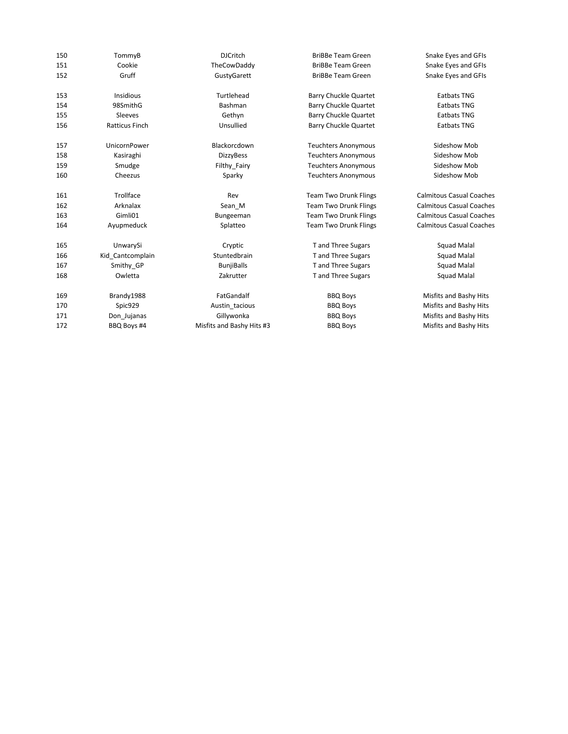| | | | | |
|---|---|---|---|---|
| 150 | TommyB | DJCritch | BriBBe Team Green | Snake Eyes and GFIs |
| 151 | Cookie | TheCowDaddy | BriBBe Team Green | Snake Eyes and GFIs |
| 152 | Gruff | GustyGarett | BriBBe Team Green | Snake Eyes and GFIs |
| 153 | Insidious | Turtlehead | Barry Chuckle Quartet | Eatbats TNG |
| 154 | 98SmithG | Bashman | Barry Chuckle Quartet | Eatbats TNG |
| 155 | Sleeves | Gethyn | Barry Chuckle Quartet | Eatbats TNG |
| 156 | Ratticus Finch | Unsullied | Barry Chuckle Quartet | Eatbats TNG |
| 157 | UnicornPower | Blackorcdown | Teuchters Anonymous | Sideshow Mob |
| 158 | Kasiraghi | DizzyBess | Teuchters Anonymous | Sideshow Mob |
| 159 | Smudge | Filthy_Fairy | Teuchters Anonymous | Sideshow Mob |
| 160 | Cheezus | Sparky | Teuchters Anonymous | Sideshow Mob |
| 161 | Trollface | Rev | Team Two Drunk Flings | Calmitous Casual Coaches |
| 162 | Arknalax | Sean_M | Team Two Drunk Flings | Calmitous Casual Coaches |
| 163 | Gimli01 | Bungeeman | Team Two Drunk Flings | Calmitous Casual Coaches |
| 164 | Ayupmeduck | Splatteo | Team Two Drunk Flings | Calmitous Casual Coaches |
| 165 | UnwarySi | Cryptic | T and Three Sugars | Squad Malal |
| 166 | Kid_Cantcomplain | Stuntedbrain | T and Three Sugars | Squad Malal |
| 167 | Smithy_GP | BunjiBalls | T and Three Sugars | Squad Malal |
| 168 | Owletta | Zakrutter | T and Three Sugars | Squad Malal |
| 169 | Brandy1988 | FatGandalf | BBQ Boys | Misfits and Bashy Hits |
| 170 | Spic929 | Austin_tacious | BBQ Boys | Misfits and Bashy Hits |
| 171 | Don_Jujanas | Gillywonka | BBQ Boys | Misfits and Bashy Hits |
| 172 | BBQ Boys #4 | Misfits and Bashy Hits #3 | BBQ Boys | Misfits and Bashy Hits |